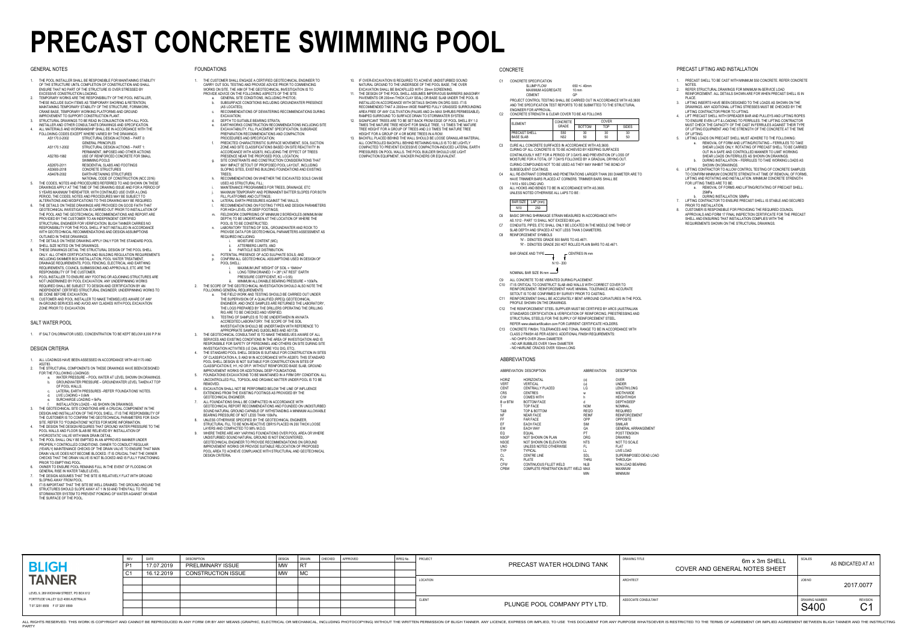# PRECAST CONCRETE SWIMMING POOL

## GENERAL NOTES

1. THE POOL INSTALLER SHALL BE RESPONSIBLE FOR MAINTAINING STABILITY OF THE STRUCTURE UNTIL COMPLETION OF CONSTRUCTION AND SHALL ENSURE THAT NO PART OF THE STRUCTURE IS OVER STRESSED BY EXCESSIVE CONSTRUCTION LOADING.
2. TEMPORARY WORKS ARE THE RESPONSIBILITY OF THE POOL INSTALLER, THESE INCLUDE SUCH ITEMS AS TEMPORARY SHORING & RETENTION, MAINTAINING TEMPORARY STABILITY OF THE STRUCTURE, FORMWORK, CRANE BASE, TEMPORARY WORKING PLATFORMS AND GROUND IMPROVEMENT TO SUPPORT CONSTRUCTION PLANT.
3. STRUCTURAL DRAWINGS TO BE READ IN CONJUNCTION WITH ALL POOL INSTALLER AND OTHER CONSULTANTS DRAWINGS AND SPECIFICATION.
4. ALL MATERIALS AND WORKMANSHIP SHALL BE IN ACCORDANCE WITH THE FOLLOWING CODES EXCEPT WHERE VARIED BY THE DRAWINGS:
   - AS1170.0-2002 STRUCTURAL DESIGN ACTIONS – PART 0: GENERAL PRINCIPLES
   - AS1170.1-2002 STRUCTURAL DESIGN ACTIONS – PART 1: PERMANENT, IMPOSED AND OTHER ACTIONS
   - AS2783-1992 USE OF REINFORCED CONCRETE FOR SMALL SWIMMING POOLS
   - AS2870-2011 RESIDENTIAL SLABS AND FOOTINGS
   - AS3600-2018 CONCRETE STRUCTURES
   - AS4678-2002 EARTH-RETAINING STRUCTURES
   - NATIONAL CODE OF CONSTRUCTION (NCC 2016)
5. THE CODES, NOTES AND PROCEDURES REFERRED TO AND SHOWN ON THESE DRAWINGS APPLY AT THE TIME OF THE DRAWING ISSUE AND FOR A PERIOD OF 5 YEARS MAXIMUM THEREAFTER. WITH CONTINUED USE OVER A LONG PERIOD, THE CODES, NOTES AND PROCEDURES MAY BE SUBJECT TO ALTERATIONS AND MODIFICATIONS TO THIS DRAWING MAY BE REQUIRED.
6. THE DETAILS ON THESE DRAWINGS ARE PROVIDED ON GOOD FAITH THAT GEOTECHNICAL INVESTIGATION IS CARRIED OUT PRIOR TO INSTALLATION OF THE POOL AND THE GEOTECHNICAL RECOMMENDATIONS AND REPORT ARE PROVIDED BY THE CUSTOMER TO AN INDEPENDENT CERTIFIED STRUCTURAL ENGINEER FOR VERIFICATION. BLIGH TANNER CARRIES NO RESPONSIBILITY FOR THE POOL SHELL IF NOT INSTALLED IN ACCORDANCE WITH GEOTECHNICAL RECOMMENDATIONS AND DESIGN ASSUMPTIONS OUTLINED IN THESE DRAWINGS.
7. THE DETAILS ON THESE DRAWING APPLY ONLY FOR THE STANDARD POOL SHELL SIZE NOTED ON THE DRAWINGS.
8. THESE DRAWINGS DETAIL THE STRUCTURAL DESIGN OF THE POOL SHELL ONLY. ALL OTHER CERTIFICATION AND BUILDING REGULATION REQUIREMENTS INCLUDING SKIMMER BOX INSTALLATION, POOL WATER TREATMENT, DRAINAGE REQUIREMENTS, POOL FENCING, ELECTRICAL AND EARTHING REQUIREMENTS, COUNCIL SUBMISSIONS AND APPROVALS, ETC ARE THE RESPONSIBILITY OF THE CUSTOMER.
9. POOL INSTALLER TO ENSURE ANY FOOTING OR ADJOINING STRUCTURES ARE NOT UNDERMINED BY POOL EXCAVATION. ANY UNDERPINNING WORKS REQUIRED SHALL BE SUBJECT TO DESIGN AND CERTIFICATION BY AN INDEPENDENT CERTIFIED STRUCTURAL ENGINEER. UNDERPINNING WORKS TO BE DONE BEFORE EXCAVATION.
10. CUSTOMER AND POOL INSTALLER TO MAKE THEMSELVES AWARE OF ANY IN-GROUND SERVICES AND AVOID ANY CLASHES WITH POOL EXCAVATION ZONE PRIOR TO EXCAVATION.

## SALT WATER POOL

1. IF SALT CHLORINATOR USED, CONCENTRATION TO BE KEPT BELOW 8,000 P.P.M

## DESIGN CRITERIA

1. ALL LOADINGS HAVE BEEN ASSESSED IN ACCORDANCE WITH AS1170 AND AS2783.
2. THE STRUCTURAL COMPONENTS ON THESE DRAWINGS HAVE BEEN DESIGNED FOR THE FOLLOWING LOADINGS:
   a. WATER PRESSURE – POOL WATER AT LEVEL SHOWN ON DRAWINGS.
   b. GROUNDWATER PRESSURE – GROUNDWATER LEVEL TAKEN AT TOP OF POOL WALLS.
   c. LATERAL EARTH PRESSURES –REFER 'FOUNDATIONS' NOTES.
   d. LIVE LOADING = 0.8kN
   e. SURCHARGE LOADING = 5kPa
   f. INSTALLATION LOADS – AS SHOWN ON DRAWINGS.
3. THE GEOTECHNICAL SITE CONDITIONS ARE A CRUCIAL COMPONENT IN THE DESIGN AND INSTALLATION OF THE POOL SHELL. IT IS THE RESPONSIBILITY OF THE CUSTOMER IS TO CONFIRM THE GEOTECHNICAL PARAMETERS FOR EACH SITE. REFER TO "FOUNDATIONS" NOTES FOR MORE INFORMATION.
4. THE DESIGN THE DESIGN REQUIRES THAT GROUND WATER PRESSURE TO THE POOL WALLS AND FLOOR SLAB BE RELIEVED BY INSTALLATION OF HYDROSTATIC VALVE WITH MAIN DRAIN DETAIL.
5. THE POOL SHALL ONLY BE EMPTIED IN AN APPROVED MANNER UNDER PROPERLY CONTROLLED CONDITIONS. OWNER TO CONDUCT REGULAR (YEARLY) MAINTENANCE CHECKS OF THE DRAIN VALVE TO ENSURE THAT MAIN DRAIN VALVE DOES NOT BECOME BLOCKED. IT IS CRUCIAL THAT THE OWNER CHECKS THAT THE DRAIN VALVE IS NOT BLOCKED AND IS FULLY FUNCTIONING PRIOR TO EMPTYING POOL.
6. OWNER TO ENSURE POOL REMAINS FULL IN THE EVENT OF FLOODING OR GENERAL RISE IN WATER TABLE LEVEL.
7. THE DESIGN ASSUMES THAT THE SITE IS RELATIVELY FLAT WITH GROUND SLOPING AWAY FROM POOL.
8. IT IS IMPORTANT THAT THE SITE BE WELL DRAINED. THE GROUND AROUND THE STRUCTURES SHOULD SLOPE AWAY AT 1 IN 50 AND THEN FALL TO THE STORMWATER SYSTEM TO PREVENT PONDING OF WATER AGAINST OR NEAR THE SURFACE OF THE POOL.

## FOUNDATIONS

1. THE CUSTOMER SHALL ENGAGE A CERTIFIED GEOTECHNICAL ENGINEER TO CARRY OUT SOIL TESTING AND PROVIDE ADVICE PRIOR TO COMMENCING WORKS ON SITE. THE AIM OF THE GEOTECHNICAL INVESTIGATION IS TO PROVIDE ADVICE ON THE FOLLOWING ASPECTS OF THE SITE:
   a. GENERAL SITE CONDITIONS, INCLUDING PHOTOS;
   b. SUBSURFACE CONDITIONS INCLUDING GROUNDWATER PRESENCE (AS LOCATED);
   c. RECOMMENDATIONS OF DEWATERING RECOMMENDATIONS DURING EXCAVATION;
   d. DEPTH TO SUITABLE BEARING STRATA;
   e. EARTHWORKS CONSTRUCTION RECOMMENDATIONS INCLUDING SITE EXCAVATABILITY, FILL PLACEMENT SPECIFICATION, SUBGRADE PREPARATION RECOMMENDATIONS AND COMPACTION PROCEDURES AND SPECIFICATION;
   f. PREDICTED CHARACTERISTIC SURFACE MOVEMENT, SOIL SUCTION ZONE AND SITE CLASSIFICATIONS BASED ON SITE REACTIVITY IN ACCORDANCE WITH AS2870, INCLUDING THE EFFECT OF TREES PRESENCE NEAR THE PROPOSED POOL LOCATION;
   g. SITE CONSTRAINTS AND CONSTRUCTION CONSIDERATIONS THAT MAY IMPACT SETOUT OF PROPOSED POOL LAYOUT, INCLUDING SLOPING SITES, EXISTING BUILDING FOUNDATIONS AND EXISTING TREES;
   h. RECOMMENDATIONS ON WHETHER THE EXCAVATED SOILS CAN BE USED AS STRUCTURAL FILL;
   i. MAINTENANCE PROGRAMMES FOR TREES, DRAINAGE, ETC
   j. MAXIMUM TEMPORARY AND PERMANENT BATTER SLOPES FOR BOTH FILL PLATFORMS AND CUTTINGS;
   k. LATERAL EARTH PRESSURES AGAINST THE WALLS;
   l. RECOMMENDATIONS ON FOOTING TYPES AND DESIGN PARAMETERS FOR HIGH LEVEL OR DEEP FOOTINGS;
   m. FIELDWORK COMPRISING OF MINIMUM 2 BOREHOLES (MINIMUM 6M DEPTH) TO BE UNDERTAKEN AT THE LOCATION OF WHERE THE POOL IS TO BE CONSTRUCTED;
   n. LABORATORY TESTING OF SOIL, GROUNDWATER AND ROCK TO PROVIDE DATA FOR GEOTECHNICAL PARAMETERS ASSESSMENT AS REQUIRED INCLUDING:
      i. MOISTURE CONTENT (MC)
      ii. ATTERBERG LIMITS, AND
      iii. PARTICLE SIZE DISTRIBUTION.
   o. POTENTIAL PRESENCE OF ACID SULPHATE SOILS; AND
   p. CONFIRM ALL GEOTECHNICAL ASSUMPTIONS USED IN DESIGN OF POOL SHELL:
      i. MAXIMUM UNIT WEIGHT OF SOIL = 19kN/m³
      ii. LONG TERM DRAINED: f = 28° (AT REST EARTH PRESSURE COEFFICIENT, KO = 0.55)
      iii. MINIMUM ALLOWABLE BEARING PRESSURE = 100kPa.
2. THE SCOPE OF THE GEOTECHNICAL INVESTIGATION SHOULD ALSO NOTE THE FOLLOWING GENERAL REQUIREMENTS:
   a. THE FIELD WORK AND TESTING SHOULD BE CARRIED OUT UNDER THE SUPERVISION OF A QUALIFIED (RPEQ) GEOTECHNICAL ENGINEER, AND ONCE SAMPLES ARE RETURNED THE LABORATORY, THE LOGS PREPARED BY THE DRILLERS OPERATING THE DRILLING RIG ARE TO BE CHECKED AND VERIFIED.
   b. TESTING OF SAMPLES IS TO BE UNDERTAKEN IN AN NATA ACCREDITED LABORATORY. THE SCOPE OF THE SOIL INVESTIGATION SHOULD BE UNDERTAKEN WITH REFERENCE TO APPROPRIATE SAMPLING GUIDELINES AND AS1726.
3. THE GEOTECHNICAL CONSULTANT IS TO MAKE THEMSELVES AWARE OF ANY SERVICES AND EXISTING CONDITIONS IN THE AREA OF INVESTIGATION AND IS RESPONSIBLE FOR SAFETY OF PERSONNEL AND OTHERS ON SITE DURING SITE INVESTIGATION ACTIVITIES (I.E DIAL BEFORE YOU DIG, ETC).
4. THE STANDARD POOL SHELL DESIGN IS SUITABLE FOR CONSTRUCTION IN SITES OF CLASSIFICATION A, S AND M IN ACCORDANCE WITH AS2870. THIS STANDARD POOL SHELL DESIGN IS NOT SUITABLE FOR CONSTRUCTION IN SITES OF CLASSIFICATION E, H1, H2 OR P, WITHOUT REINFORCED BASE SLAB, GROUND IMPROVEMENT WORKS OR ADDITIONAL DEEP FOUNDATIONS.
5. FOUNDATIONS EXCAVATIONS TO BE MAINTAINED IN A FIRM DRY CONDITION. ALL UNCONTROLLED FILL, TOPSOIL AND ORGANIC MATTER UNDER POOL IS TO BE REMOVED.
6. EXCAVATION SHALL NOT BE PERFORMED BELOW THE LINE OF INFLUENCE EXTENDING FROM THE EXISTING FOOTINGS AS PROVIDED BY THE GEOTECHNICAL ENGINEER.
7. ALL FOUNDATIONS SHALL BE COMPACTED IN ACCORDANCE WITH GEOTECHNICAL REPORT RECOMMENDATIONS AND FOUNDED ON UNDISTURBED SOUND NATURAL GROUND CAPABLE OF WITHSTANDING A MINIMUM ALLOWABLE BEARING PRESSURE OF NOT LESS THAN 100kPa.
8. UNLESS OTHERWISE SPECIFIED BY THE GEOTECHNICAL ENGINEER, STRUCTURAL FILL TO BE NON-REACTIVE CBR15 PLACED IN 200 THICK LOOSE LAYERS AND COMPACTED TO 98% M.D.D.
9. WHERE THERE ARE ANY VARYING FOUNDATIONS OVER POOL AREA OR WHERE UNDISTURBED SOUND NATURAL GROUND IS NOT ENCOUNTERED, GEOTECHNICAL ENGINEER TO PROVIDE RECOMMENDATIONS ON GROUND IMPROVEMENT WORKS OR PROVIDE SUITABLE RELOCATION OF PROPOSED POOL AREA TO ACHIEVE COMPLIANCE WITH STRUCTURAL AND GEOTECHNICAL DESIGN CRITERIA.
10. IF OVER-EXCAVATION IS REQUIRED TO ACHIEVE UNDISTURBED SOUND NATURAL GROUND TO THE UNDERSIDE OF THE POOL BASE, THE OVER EXCAVATION SHALL BE BACKFILLED WITH 20mm SCREENING.
11. THE DESIGN OF THE POOL SHELL ASSUMES IMPERVIOUS BARRIERS (MASONRY PAVEMENTS OR 200mm THICK CLAY SEAL) OR BASE SLAB UNDER THE POOL IS INSTALLED IN ACCORDANCE WITH DETAILS SHOWN ON DRG S403. IT IS RECOMMENDED THAT A 2000mm WIDE RAMPED FULLY GRASSED SURROUNDING AREA FREE OF ANY CULTIVATION (PALMS AND 2m MAX SHRUBS PERMISSABLE). RAMPED SURROUND TO SURFACE DRAIN TO STORMWATER SYSTEM.
12. SIGNIFICANT TREES ARE TO BE SET BACK FROM EDGE OF POOL SHELL BY 1.0 TIMES THE MATURE TREE HEIGHT FOR SINGLE TREE, 1.5 TIMES THE MATURE TREE HEIGHT FOR A GROUP OF TREES AND 2.0 TIMES THE MATURE TREE HEIGHT FOR A GROUP OF 4 OR MORE TREES IN A ROW.
13. BACKFILL PLACED BEHIND THE WALL SHOULD BE LOOSE GRANULAR MATERIAL. ALL CONTROLLED BACKFILL BEHIND RETAINING WALLS IS TO BE LIGHTLY COMPACTED TO PREVENT EXCESSIVE COMPACTION-INDUCED LATERAL EARTH PRESSURES ON POOL WALLS. THE POOL BUILDER SHOULD USE LIGHT COMPACTION EQUIPMENT, WACKER PACKERS OR EQUIVALENT.

## CONCRETE

C1 CONCRETE SPECIFICATION
- SLUMP FLOW: 650 +/- 40mm
- MAXIMUM AGGREGATE: 10 mm
- CEMENT: GP

PROJECT CONTROL TESTING SHALL BE CARRIED OUT IN ACCORDANCE WITH AS.3600 AND THE SPECIFICATION TEST REPORTS TO BE SUBMITTED TO THE STRUCTURAL ENGINEER FOR APPROVAL.

C2 CONCRETE STRENGTH & CLEAR COVER TO BE AS FOLLOWS

| ELEMENT | CONCRETE GRADE | COVER | | |
|---|---|---|---|---|
| | | BOTTOM | TOP | SIDES |
| PRECAST SHELL | S50 | 30 | 30 | 30 |
| BASE SLAB | N32 | 50 | 50 | 50 |

C3 CURE ALL CONCRETE SURFACES IN ACCORDANCE WITH AS.3600. CURING OF ALL CONCRETE IS TO BE ACHIEVED BY KEEPING SURFACES CONTINUOUSLY WET FOR A PERIOD OF 3 DAYS AND PREVENTION OF LOSS OF MOISTURE FOR A TOTAL OF 7 DAYS FOLLOWED BY A GRADUAL DRYING OUT. CURING COMPOUNDS NOT TO BE USED AS THEY MAY INHIBIT THE BOND OF SUBSEQUENT COATINGS.

C4 ALL RE-ENTRANT CORNERS AND PENETRATIONS LARGER THAN 200 DIAMETER ARE TO HAVE TRIMMER BARS PLACED AT CORNERS. TRIMMER BARS SHALL BE 1 N10 x 600 LONG UNO.

C5 ALL HOOKS AND BENDS TO BE IN ACCORDANCE WITH AS.3600. UNLESS NOTED OTHERWISE ALL LAPS TO BE :

| BAR SIZE | LAP (mm) |
|---|---|
| N10 | 250 |

C6 BASIC DRYING SHRINKAGE STRAIN MEASURED IN ACCORDANCE WITH AS.1012 - PART 13 SHALL NOT EXCEED 800 μm.

C7 CONDUITS, PIPES, ETC SHALL ONLY BE LOCATED IN THE MIDDLE ONE THIRD OF SLAB DEPTH AND SPACED AT NOT LESS THAN 3 DIAMETERS.

C8 REINFORCEMENT SYMBOLS
- 'N' - DENOTES GRADE 500 BARS TO AS.4671.
- 'R' - DENOTES GRADE 250 HOT ROLLED PLAIN BARS TO AS.4671.

BAR GRADE AND TYPE — CENTRES IN mm: N 10 - 200 — NOMINAL BAR SIZE IN mm

C9 ALL CONCRETE TO BE VIBRATED DURING PLACEMENT.

C10 IT IS CRITICAL TO CONSTRUCT SLAB AND WALLS WITH CORRECT COVER TO REINFORCEMENT. REINFORCEMENT HAVE MINIMAL TOLERANCE AND ACCURATE SETOUT IS TO BE CONFIRMED BY SURVEY PRIOR TO CASTING.

C11 REINFORCEMENT SHALL BE ACCURATELY BENT AROUND CURVATURES IN THE POOL PROFILE SHOWN ON THE DRAWINGS.

C12 THE REINFORCEMENT STEEL SUPPLIER MUST BE CERTIFIED BY ARCS (AUSTRALIAN STANDARDS CERTIFICATION & VERIFICATION OF REINFORCING, PRESTRESSING AND STRUCTURAL STEELS) FOR THE SUPPLY OF REINFORCEMENT STEEL. REFER www.steelcertification.com FOR CURRENT CERTIFICATE HOLDERS.

C13 CONCRETE FINISH, TOLERANCES AND TONAL RANGE TO BE IN ACCORDANCE WITH CLASS 2 FINISH AS PER AS3610. ADDITIONAL FINISH REQUIREMENTS:
- NO CHIPS OVER 25mm DIAMETER
- NO AIR BUBBLES OVER 10mm DIAMETER
- NO HAIRLINE CRACKS OVER 100mm LONG

## ABBREVIATIONS

| ABBREVIATION | DESCRIPTION | ABBREVIATION | DESCRIPTION |
|---|---|---|---|
| HORIZ | HORIZONTAL | (o) | OVER |
| VERT | VERTICAL | (u) | UNDER |
| CENT | CENTRALLY PLACED | LG | LENGTH/LONG |
| CRS | CENTRES | w | WIDTH/WIDE |
| C/W | COMES WITH | h | HEIGHT/HIGH |
| B or BTM | BOTTOM FACE | d | DEPTH/DEEP |
| T | TOP FACE | NOM | NOMINAL |
| T&B | TOP & BOTTOM | REQ'D | REQUIRED |
| NF | NEAR FACE | REINF | REINFORCEMENT |
| FF | FAR FACE | OPP | OPPOSITE |
| EF | EACH FACE | SIM | SIMILAR |
| EW | EACH WAY | GA | GENERAL ARRANGEMENT |
| EQ | EQUAL | PT | POST TENSION |
| NSOP | NOT SHOWN ON PLAN | DRG | DRAWING |
| NSOE | NOT SHOWN ON ELEVATION | NTS | NOT TO SCALE |
| UNO | UNLESS NOTED OTHERWISE | FL | FLAT |
| TYP | TYPICAL | LL | LIVE LOAD |
| CL | CENTRE LINE | SDL | SUPERIMPOSED DEAD LOAD |
| PL | PLATE | THRU | THROUGH |
| CFW | CONTINUOUS FILLET WELD | NLB | NON LOAD BEARING |
| CPBW | COMPLETE PENETRATION BUTT WELD | MAX | MAXIMUM |
| | | MIN | MINIMUM |

## PRECAST LIFTING AND INSTALLATION

1. PRECAST SHELL TO BE CAST WITH MINIMUM S50 CONCRETE. REFER CONCRETE NOTES.
2. REFER STRUCTURAL DRAWINGS FOR MINIMUM IN-SERVICE LOAD REINFORCEMENT. ALL DETAILS SHOWN ARE FOR WHEN PRECAST SHELL IS IN PLACE.
3. LIFTING INSERTS HAVE BEEN DESIGNED TO THE LOADS AS SHOWN ON THE DRAWINGS. ANY ADDITIONAL LIFTING STRESSES MUST BE CHECKED BY THE LIFTING CONTRACTOR PRIOR TO LIFTING.
4. LIFT PRECAST SHELL WITH SPREADER BAR AND PULLEYS AND LIFTING ROPES TO ENSURE EVEN LIFT & LOADING TO FERRULES. THE LIFTING CONTRACTOR MUST CHECK THE CAPACITY OF THE CAST IN FERRULES AGAINST THEIR TYPE OF LIFTING EQUIPMENT AND THE STRENGTH OF THE CONCRETE AT THE TIME OF LIFTING.
5. LIFTING LOADS ON PRECAST SHELL MUST ADHERE TO THE FOLLOWING:
   a. REMOVAL OF FORM AND LIFTING/ROTATING – FERRULES TO TAKE SHEAR LOADS ONLY. ROTATING OF PRECAST SHELL TO BE CARRIED OUT IN A SAFE AND CONTROLLED MANNER TO LIMIT WORKING SHEAR LOADS ON FERRULES AS SHOWN ON DRAWINGS.
   b. DURING INSTALLATION – FERRULES TO TAKE WORKING LOADS AS SHOWN ON DRAWINGS.
6. LIFTING CONTRACTOR TO ALLOW CONTROL TESTING OF CONCRETE SAMPLES TO CONFIRM MINIMUM CONCRETE STRENGTH AT TIME OF REMOVAL OF FORMS, LIFTING AND ROTATING AND INSTALLATION. MINIMUM CONCRETE STRENGTH FOR LIFTING TIMES ARE TO BE:
   a. REMOVAL OF FORMS AND LIFTING/ROTATING OF PRECAST SHELL: 25MPa
   b. DURING INSTALLATION: 50MPa
7. LIFTING CONTRACTOR TO ENSURE PRECAST SHELL IS STABLE AND SECURED PRIOR TO INSTALLATION.
8. CUSTOMER IS RESPONSIBLE FOR PROVIDING THE REQUIRED COUNCIL APPROVALS AND FORM 17 FINAL INSPECTION CERTIFICATE FOR THE PRECAST SHELL AND ENSURING THAT INSTALLATION COMPLIES WITH THE REQUIREMENTS SHOWN ON THE STRUCTURAL DRAWINGS.

---

**BLIGH TANNER**
LEVEL 9, 269 WICKHAM STREET, PO BOX 612
FORTITUDE VALLEY QLD 4006 AUSTRALIA
T 07 3251 8555 F 07 3251 8599

| REV | DATE | DESCRIPTION | DESIGN | DRAWN | CHECKED | APPROVED | RPEQ No. |
|---|---|---|---|---|---|---|---|
| P1 | 17.07.2019 | PRELIMINARY ISSUE | MW | RT | | | |
| C1 | 16.12.2019 | CONSTRUCTION ISSUE | MW | MC | | | |

| | |
|---|---|
| PROJECT | PRECAST WATER HOLDING TANK |
| LOCATION | |
| CLIENT | PLUNGE POOL COMPANY PTY LTD. |
| DRAWING TITLE | 6m x 3m SHELL COVER AND GENERAL NOTES SHEET |
| ARCHITECT | |
| ASSOCIATE CONSULTANT | |
| SCALES | AS INDICATED AT A1 |
| JOB NO | 2017.0077 |
| DRAWING NUMBER | S400 |
| REVISION | C1 |

ALL RIGHTS RESERVED. THIS WORK IS COPYRIGHT AND CANNOT BE REPRODUCED IN ANY FORM OR BY ANY MEANS (GRAPHIC, ELECTRICAL OR MECHANICAL, INCLUDING PHOTOCOPYING) WITHOUT THE WRITTEN PERMISSION OF BLIGH TANNER. ANY LICENCE, EXPRESS OR IMPLIED, TO USE THIS DOCUMENT FOR ANY PURPOSE WHATSOEVER IS RESTRICTED TO THE TERMS OF AGREEMENT OR IMPLIED AGREEMENT BETWEEN BLIGH TANNER AND THE INSTRUCTING PARTY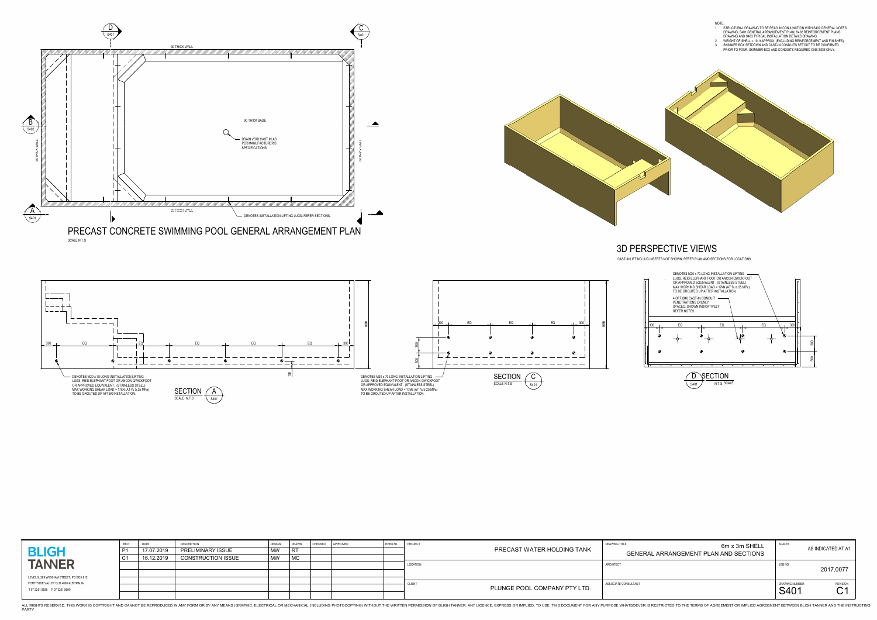NOTE:

1. STRUCTURAL DRAWING TO BE READ IN CONJUNCTION WITH S400 GENERAL NOTES DRAWING, S401 GENERAL ARRANGEMENT PLAN, S402 REINFORCEMENT PLANS DRAWING AND S403 TYPICAL INSTALLATION DETAILS DRAWING.
2. WEIGHT OF SHELL = 10.1t APPROX. (EXCLUDING REINFORCEMENT AND FINISHES)
3. SKIMMER BOX SETDOWN AND CAST-IN CONDUITS SETOUT TO BE CONFIRMED PRIOR TO POUR. SKIMMER BOX AND CONDUITS REQUIRED ONE SIDE ONLY.

## PRECAST CONCRETE SWIMMING POOL GENERAL ARRANGEMENT PLAN

SCALE N.T.S

90 THICK WALL

90 THICK BASE

DRAIN VOID CAST IN AS PER MANUFACTURER'S SPECIFICATIONS

DENOTES INSTALLATION LIFTING LUGS. REFER SECTIONS.

## 3D PERSPECTIVE VIEWS

CAST-IN LIFTING LUG INSERTS NOT SHOWN. REFER PLAN AND SECTIONS FOR LOCATIONS

## SECTION A

SCALE N.T.S (S401)

300 EQ EQ EQ EQ EQ 300

1680

150

DENOTES M20 x 70 LONG INSTALLATION LIFTING LUGS. REID ELEPHANT FOOT OR ANCON QWICKFOOT OR APPROVED EQUIVALENT. (STAINLESS STEEL) MAX WORKING SHEAR LOAD = 17kN (AT f'c ≥ 25 MPa) TO BE GROUTED UP AFTER INSTALLATION.

## SECTION C

SCALE N.T.S (S401)

300 EQ EQ EQ 300

300 300

1680

DENOTES M20 x 70 LONG INSTALLATION LIFTING LUGS. REID ELEPHANT FOOT OR ANCON QWICKFOOT OR APPROVED EQUIVALENT. (STAINLESS STEEL) MAX WORKING SHEAR LOAD = 17kN (AT f'c ≥ 25 MPa) TO BE GROUTED UP AFTER INSTALLATION.

## SECTION D

N.T.S SCALE (S401)

DENOTES M20 x 70 LONG INSTALLATION LIFTING LUGS. REID ELEPHANT FOOT OR ANCON QWICKFOOT OR APPROVED EQUIVALENT. (STAINLESS STEEL) MAX WORKING SHEAR LOAD = 17kN (AT f'c ≥ 25 MPa) TO BE GROUTED UP AFTER INSTALLATION.

4 OFF Ø40 CAST-IN CONDUIT PENETRATIONS EVENLY SPACED, SHOWN INDICATIVELY. REFER NOTES

300 EQ EQ EQ 300

300 300

---

**BLIGH TANNER**

LEVEL 9, 269 WICKHAM STREET, PO BOX 612
FORTITUDE VALLEY QLD 4006 AUSTRALIA
T 07 3251 8555 F 07 3251 8599

| REV | DATE | DESCRIPTION | DESIGN | DRAWN | CHECKED | APPROVED | RPEQ No. |
|---|---|---|---|---|---|---|---|
| P1 | 17.07.2019 | PRELIMINARY ISSUE | MW | RT | | | |
| C1 | 16.12.2019 | CONSTRUCTION ISSUE | MW | MC | | | |

PROJECT: PRECAST WATER HOLDING TANK

LOCATION:

CLIENT: PLUNGE POOL COMPANY PTY LTD.

DRAWING TITLE: 6m x 3m SHELL GENERAL ARRANGEMENT PLAN AND SECTIONS

ARCHITECT:

ASSOCIATE CONSULTANT:

SCALES: AS INDICATED AT A1

JOB NO: 2017.0077

DRAWING NUMBER: S401

REVISION: C1

ALL RIGHTS RESERVED. THIS WORK IS COPYRIGHT AND CANNOT BE REPRODUCED IN ANY FORM OR BY ANY MEANS (GRAPHIC, ELECTRICAL OR MECHANICAL, INCLUDING PHOTOCOPYING) WITHOUT THE WRITTEN PERMISSION OF BLIGH TANNER. ANY LICENCE, EXPRESS OR IMPLIED, TO USE THIS DOCUMENT FOR ANY PURPOSE WHATSOEVER IS RESTRICTED TO THE TERMS OF AGREEMENT OR IMPLIED AGREEMENT BETWEEN BLIGH TANNER AND THE INSTRUCTING PARTY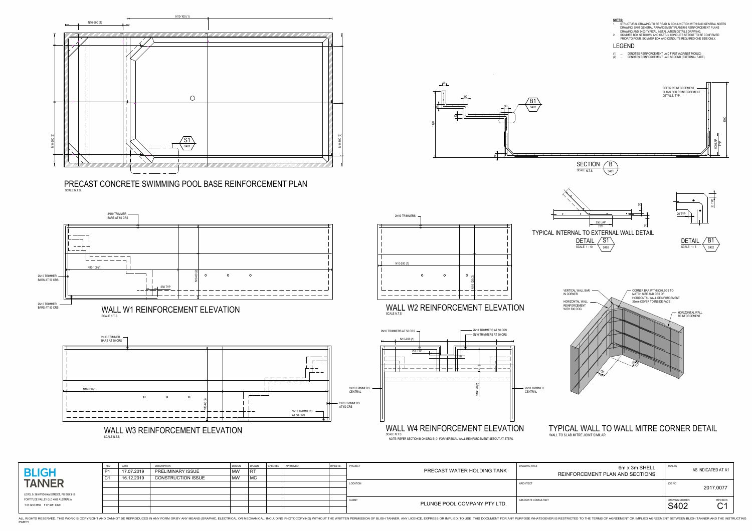**NOTES:**

1. STRUCTURAL DRAWING TO BE READ IN CONJUNCTION WITH S400 GENERAL NOTES DRAWING, S401 GENERAL ARRANGEMENT PLANS S402 REINFORCEMENT PLANS DRAWING AND S403 TYPICAL INSTALLATION DETAILS DRAWING.
2. SKIMMER BOX SETDOWN AND CAST-IN CONDUITS SETOUT TO BE CONFIRMED PRIOR TO POUR. SKIMMER BOX AND CONDUITS REQUIRED ONE SIDE ONLY.

**LEGEND**

(1) ... DENOTES REINFORCEMENT LAID FIRST (AGAINST MOULD)
(2) ... DENOTES REINFORCEMENT LAID SECOND (EXTERNAL FACE)

N10-100 (1)
N10-200 (1)
N10-200 (2)
N10-100 (2)
S1 / S402

## PRECAST CONCRETE SWIMMING POOL BASE REINFORCEMENT PLAN

SCALE N.T.S

B1 / S402
1460
1650
500 LAP TYP
REFER REINFORCEMENT PLANS FOR REINFORCEMENT DETAILS. TYP.

## SECTION B

SCALE N.T.S — S401

250 LAP TYP

## TYPICAL INTERNAL TO EXTERNAL WALL DETAIL

DETAIL S1 — SCALE 1 : 10 — S402

20 TYP
20 TYP

DETAIL B1 — SCALE 1 : 5 — S402

2N10 TRIMMER BARS AT 50 CRS
N10-100 (1)
N10-60 (2)
250 TYP
2N10 TRIMMER BARS AT 50 CRS
2N10 TRIMMER BARS AT 50 CRS

## WALL W1 REINFORCEMENT ELEVATION

SCALE N.T.S

2N10 TRIMMERS
N10-200 (1)
N10-120 (2)

## WALL W2 REINFORCEMENT ELEVATION

SCALE N.T.S

VERTICAL WALL BAR IN CORNER
HORIZONTAL WALL REINFORCEMENT WITH 500 COG
CORNER BAR WITH 500 LEGS TO MATCH SIZE AND CRS OF HORIZONTAL WALL REINFORCEMENT 35mm COVER TO INSIDE FACE
HORIZONTAL WALL REINFORCEMENT
500 TYP
500 TYP

2N10 TRIMMER BARS AT 50 CRS
N10-100 (1)
N10-60 (2)
2N10 TRIMMERS AT 50 CRS
1N10 TRIMMERS AT 50 CRS

## WALL W3 REINFORCEMENT ELEVATION

SCALE N.T.S

2N10 TRIMMERS AT 50 CRS
N10-200 (1)
250 TYP
2N10 TRIMMERS AT 50 CRS
2N10 TRIMMERS AT 50 CRS
2N10 TRIMMERS CENTRAL
N10-120 (2)
2N10 TRIMMER CENTRAL

## WALL W4 REINFORCEMENT ELEVATION

SCALE N.T.S

NOTE: REFER SECTION B ON DRG S101 FOR VERTICAL WALL REINFORCEMENT SETOUT AT STEPS.

## TYPICAL WALL TO WALL MITRE CORNER DETAIL

WALL TO SLAB MITRE JOINT SIMILAR

**BLIGH TANNER**

LEVEL 9, 269 WICKHAM STREET, PO BOX 612
FORTITUDE VALLEY QLD 4006 AUSTRALIA
T 07 3251 8555 F 07 3251 8599

| REV | DATE | DESCRIPTION | DESIGN | DRAWN | CHECKED | APPROVED | RPEQ No. |
|---|---|---|---|---|---|---|---|
| P1 | 17.07.2019 | PRELIMINARY ISSUE | MW | RT | | | |
| C1 | 16.12.2019 | CONSTRUCTION ISSUE | MW | MC | | | |

| | | | |
|---|---|---|---|
| PROJECT | PRECAST WATER HOLDING TANK | DRAWING TITLE | 6m x 3m SHELL REINFORCEMENT PLAN AND SECTIONS |
| LOCATION | | ARCHITECT | |
| CLIENT | PLUNGE POOL COMPANY PTY LTD. | ASSOCIATE CONSULTANT | |

SCALES: AS INDICATED AT A1
JOB NO: 2017.0077
DRAWING NUMBER: S402
REVISION: C1

ALL RIGHTS RESERVED. THIS WORK IS COPYRIGHT AND CANNOT BE REPRODUCED IN ANY FORM OR BY ANY MEANS (GRAPHIC, ELECTRICAL OR MECHANICAL, INCLUDING PHOTOCOPYING) WITHOUT THE WRITTEN PERMISSION OF BLIGH TANNER. ANY LICENCE, EXPRESS OR IMPLIED, TO USE THIS DOCUMENT FOR ANY PURPOSE WHATSOEVER IS RESTRICTED TO THE TERMS OF AGREEMENT OR IMPLIED AGREEMENT BETWEEN BLIGH TANNER AND THE INSTRUCTING PARTY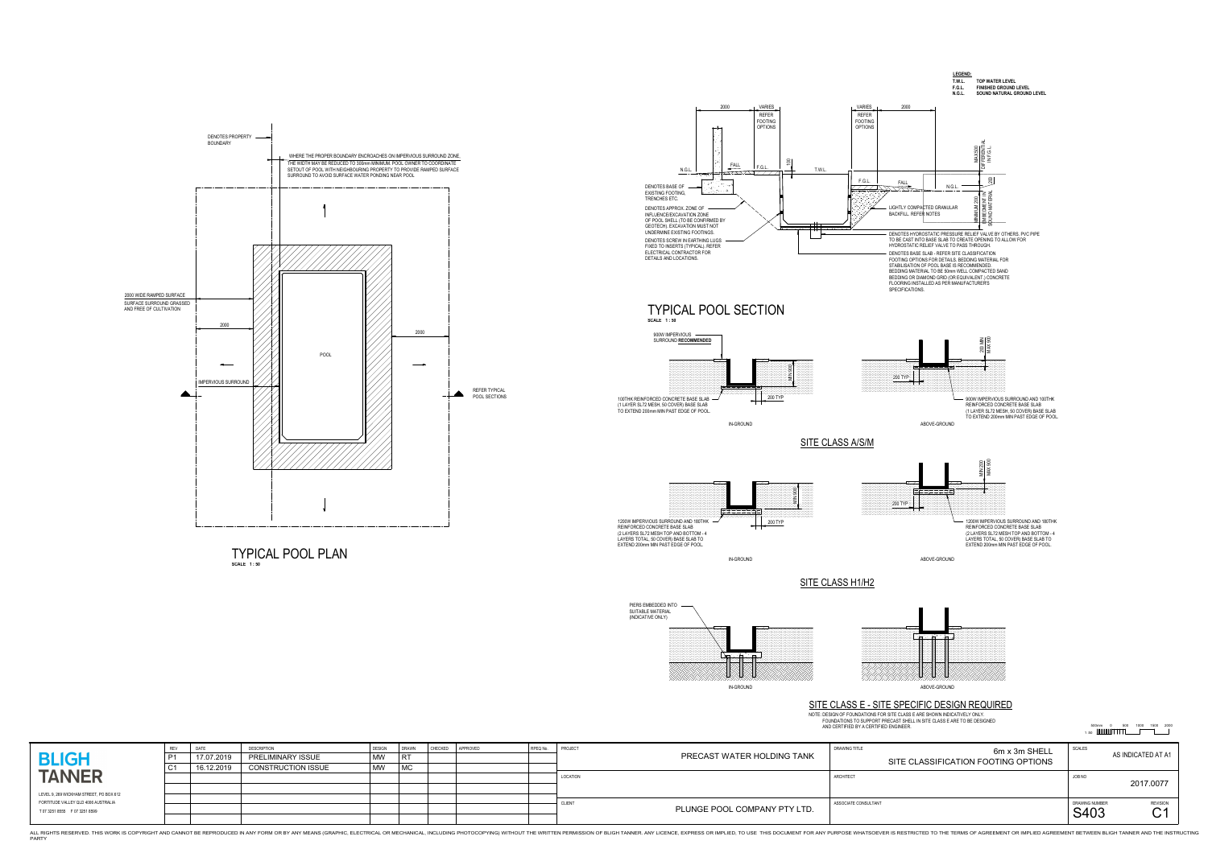**LEGEND:**

- **T.W.L.** TOP WATER LEVEL
- **F.G.L.** FINISHED GROUND LEVEL
- **N.G.L.** SOUND NATURAL GROUND LEVEL

DENOTES PROPERTY BOUNDARY

WHERE THE PROPER BOUNDARY ENCROACHES ON IMPERVIOUS SURROUND ZONE, THE WIDTH MAY BE REDUCED TO 300mm MINIMUM. POOL OWNER TO COORDINATE SETOUT OF POOL WITH NEIGHBOURING PROPERTY TO PROVIDE RAMPED SURFACE SURROUND TO AVOID SURFACE WATER PONDING NEAR POOL.

2000 WIDE RAMPED SURFACE SURFACE SURROUND GRASSED AND FREE OF CULTIVATION

2000

2000

POOL

IMPERVIOUS SURROUND

REFER TYPICAL POOL SECTIONS

# TYPICAL POOL PLAN

**SCALE 1 : 50**

2000 VARIES REFER FOOTING OPTIONS

VARIES REFER FOOTING OPTIONS 2000

N.G.L. FALL F.G.L. 100 T.W.L. F.G.L. FALL N.G.L.

MAX 500 DIFFERENTIAL IN F.G.L.

200 MINIMUM 200 EMBEDMENT IN SOUND MATERIAL

DENOTES BASE OF EXISTING FOOTING, TRENCHES ETC.

DENOTES APPROX. ZONE OF INFLUENCE/EXCAVATION ZONE OF POOL SHELL (TO BE CONFIRMED BY GEOTECH). EXCAVATION MUST NOT UNDERMINE EXISTING FOOTINGS.

DENOTES SCREW IN EARTHING LUGS FIXED TO INSERTS (TYPICAL). REFER ELECTRICAL CONTRACTOR FOR DETAILS AND LOCATIONS.

LIGHTLY COMPACTED GRANULAR BACKFILL. REFER NOTES

DENOTES HYDROSTATIC PRESSURE RELIEF VALVE BY OTHERS. PVC PIPE TO BE CAST INTO BASE SLAB TO CREATE OPENING TO ALLOW FOR HYDROSTATIC RELIEF VALVE TO PASS THROUGH.

DENOTES BASE SLAB - REFER SITE CLASSIFICATION FOOTING OPTIONS FOR DETAILS. BEDDING MATERIAL FOR STABILISATION OF POOL BASE IS RECOMMENDED. BEDDING MATERIAL TO BE 50mm WELL COMPACTED SAND BEDDING OR DIAMOND GRID (OR EQUIVALENT.) CONCRETE FLOORING INSTALLED AS PER MANUFACTURER'S SPECIFICATIONS.

# TYPICAL POOL SECTION

**SCALE 1 : 50**

900W IMPERVIOUS SURROUND **RECOMMENDED**

MIN 600

100THK REINFORCED CONCRETE BASE SLAB (1 LAYER SL72 MESH, 50 COVER) BASE SLAB TO EXTEND 200mm MIN PAST EDGE OF POOL.

200 TYP

IN-GROUND

200 MIN MAX 900

200 TYP

900W IMPERVIOUS SURROUND AND 100THK REINFORCED CONCRETE BASE SLAB (1 LAYER SL72 MESH, 50 COVER) BASE SLAB TO EXTEND 200mm MIN PAST EDGE OF POOL.

ABOVE-GROUND

## SITE CLASS A/S/M

MIN 600

1200W IMPERVIOUS SURROUND AND 180THK REINFORCED CONCRETE BASE SLAB (2 LAYERS SL72 MESH TOP AND BOTTOM - 4 LAYERS TOTAL, 50 COVER) BASE SLAB TO EXTEND 200mm MIN PAST EDGE OF POOL.

200 TYP

IN-GROUND

MIN 200 MAX 900

200 TYP

1200W IMPERVIOUS SURROUND AND 180THK REINFORCED CONCRETE BASE SLAB (2 LAYERS SL72 MESH TOP AND BOTTOM - 4 LAYERS TOTAL, 50 COVER) BASE SLAB TO EXTEND 200mm MIN PAST EDGE OF POOL.

ABOVE-GROUND

## SITE CLASS H1/H2

PIERS EMBEDDED INTO SUITABLE MATERIAL (INDICATIVE ONLY)

IN-GROUND

ABOVE-GROUND

## SITE CLASS E - SITE SPECIFIC DESIGN REQUIRED

NOTE: DESIGN OF FOUNDATIONS FOR SITE CLASS E ARE SHOWN INDICATIVELY ONLY. FOUNDATIONS TO SUPPORT PRECAST SHELL IN SITE CLASS E ARE TO BE DESIGNED AND CERTIFIED BY A CERTIFIED ENGINEER.

500mm 0 500 1000 1500 2000
1 : 50

**BLIGH TANNER**

LEVEL 9, 269 WICKHAM STREET, PO BOX 612
FORTITUDE VALLEY QLD 4006 AUSTRALIA
T 07 3251 8555 F 07 3251 8599

| REV | DATE | DESCRIPTION | DESIGN | DRAWN | CHECKED | APPROVED | RPEQ No. |
|---|---|---|---|---|---|---|---|
| P1 | 17.07.2019 | PRELIMINARY ISSUE | MW | RT | | | |
| C1 | 16.12.2019 | CONSTRUCTION ISSUE | MW | MC | | | |

| | |
|---|---|
| PROJECT | PRECAST WATER HOLDING TANK |
| LOCATION | |
| CLIENT | PLUNGE POOL COMPANY PTY LTD. |
| DRAWING TITLE | 6m x 3m SHELL SITE CLASSIFICATION FOOTING OPTIONS |
| ARCHITECT | |
| ASSOCIATE CONSULTANT | |
| SCALES | AS INDICATED AT A1 |
| JOB NO | 2017.0077 |
| DRAWING NUMBER | S403 |
| REVISION | C1 |

ALL RIGHTS RESERVED. THIS WORK IS COPYRIGHT AND CANNOT BE REPRODUCED IN ANY FORM OR BY ANY MEANS (GRAPHIC, ELECTRICAL OR MECHANICAL, INCLUDING PHOTOCOPYING) WITHOUT THE WRITTEN PERMISSION OF BLIGH TANNER. ANY LICENCE, EXPRESS OR IMPLIED, TO USE THIS DOCUMENT FOR ANY PURPOSE WHATSOEVER IS RESTRICTED TO THE TERMS OF AGREEMENT OR IMPLIED AGREEMENT BETWEEN BLIGH TANNER AND THE INSTRUCTING PARTY